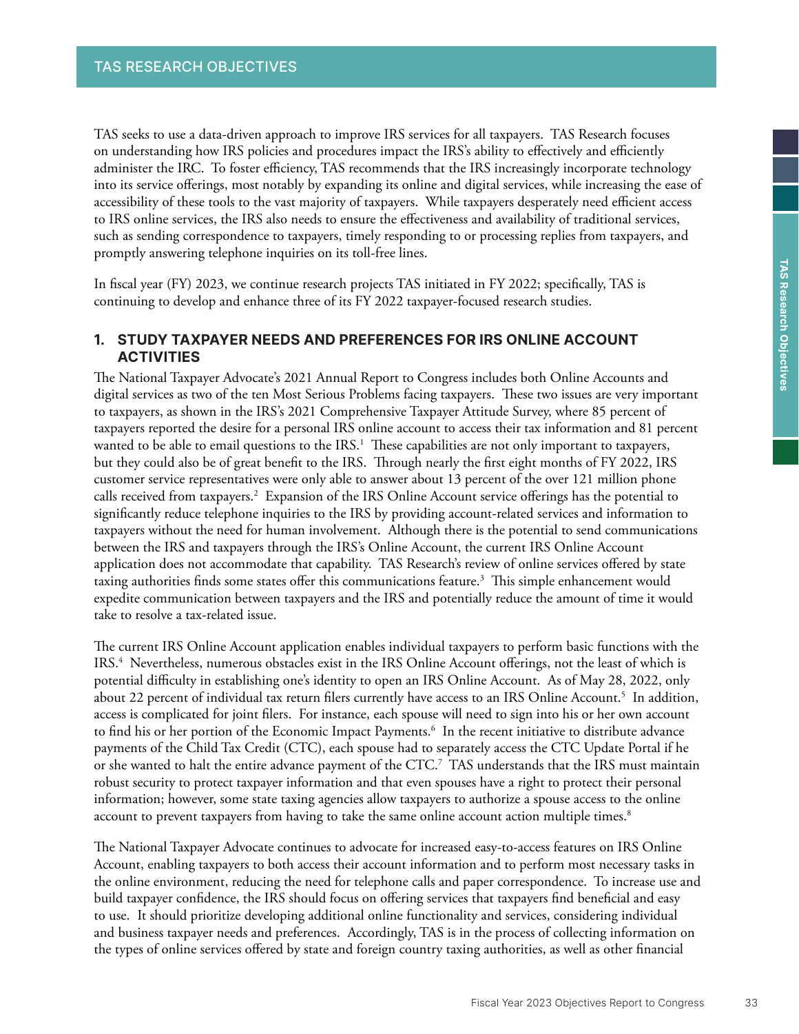# TAS RESEARCH OBJECTIVES

TAS seeks to use a data-driven approach to improve IRS services for all taxpayers. TAS Research focuses on understanding how IRS policies and procedures impact the IRS's ability to effectively and efficiently administer the IRC. To foster efficiency, TAS recommends that the IRS increasingly incorporate technology into its service offerings, most notably by expanding its online and digital services, while increasing the ease of accessibility of these tools to the vast majority of taxpayers. While taxpayers desperately need efficient access to IRS online services, the IRS also needs to ensure the effectiveness and availability of traditional services, such as sending correspondence to taxpayers, timely responding to or processing replies from taxpayers, and promptly answering telephone inquiries on its toll-free lines.

In fiscal year (FY) 2023, we continue research projects TAS initiated in FY 2022; specifically, TAS is continuing to develop and enhance three of its FY 2022 taxpayer-focused research studies.

## 1. STUDY TAXPAYER NEEDS AND PREFERENCES FOR IRS ONLINE ACCOUNT ACTIVITIES

The National Taxpayer Advocate's 2021 Annual Report to Congress includes both Online Accounts and digital services as two of the ten Most Serious Problems facing taxpayers. These two issues are very important to taxpayers, as shown in the IRS's 2021 Comprehensive Taxpayer Attitude Survey, where 85 percent of taxpayers reported the desire for a personal IRS online account to access their tax information and 81 percent wanted to be able to email questions to the IRS.[1] These capabilities are not only important to taxpayers, but they could also be of great benefit to the IRS. Through nearly the first eight months of FY 2022, IRS customer service representatives were only able to answer about 13 percent of the over 121 million phone calls received from taxpayers.[2] Expansion of the IRS Online Account service offerings has the potential to significantly reduce telephone inquiries to the IRS by providing account-related services and information to taxpayers without the need for human involvement. Although there is the potential to send communications between the IRS and taxpayers through the IRS's Online Account, the current IRS Online Account application does not accommodate that capability. TAS Research's review of online services offered by state taxing authorities finds some states offer this communications feature.[3] This simple enhancement would expedite communication between taxpayers and the IRS and potentially reduce the amount of time it would take to resolve a tax-related issue.

The current IRS Online Account application enables individual taxpayers to perform basic functions with the IRS.[4] Nevertheless, numerous obstacles exist in the IRS Online Account offerings, not the least of which is potential difficulty in establishing one's identity to open an IRS Online Account. As of May 28, 2022, only about 22 percent of individual tax return filers currently have access to an IRS Online Account.[5] In addition, access is complicated for joint filers. For instance, each spouse will need to sign into his or her own account to find his or her portion of the Economic Impact Payments.[6] In the recent initiative to distribute advance payments of the Child Tax Credit (CTC), each spouse had to separately access the CTC Update Portal if he or she wanted to halt the entire advance payment of the CTC.[7] TAS understands that the IRS must maintain robust security to protect taxpayer information and that even spouses have a right to protect their personal information; however, some state taxing agencies allow taxpayers to authorize a spouse access to the online account to prevent taxpayers from having to take the same online account action multiple times.[8]

The National Taxpayer Advocate continues to advocate for increased easy-to-access features on IRS Online Account, enabling taxpayers to both access their account information and to perform most necessary tasks in the online environment, reducing the need for telephone calls and paper correspondence. To increase use and build taxpayer confidence, the IRS should focus on offering services that taxpayers find beneficial and easy to use. It should prioritize developing additional online functionality and services, considering individual and business taxpayer needs and preferences. Accordingly, TAS is in the process of collecting information on the types of online services offered by state and foreign country taxing authorities, as well as other financial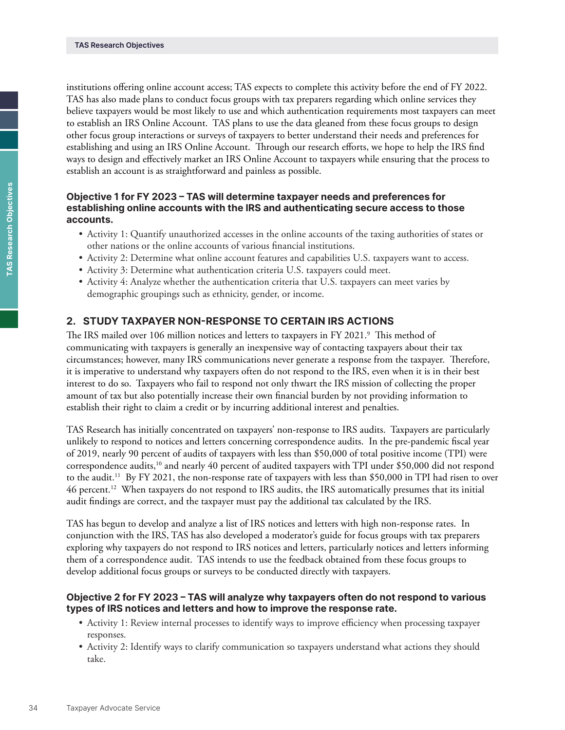institutions offering online account access; TAS expects to complete this activity before the end of FY 2022. TAS has also made plans to conduct focus groups with tax preparers regarding which online services they believe taxpayers would be most likely to use and which authentication requirements most taxpayers can meet to establish an IRS Online Account. TAS plans to use the data gleaned from these focus groups to design other focus group interactions or surveys of taxpayers to better understand their needs and preferences for establishing and using an IRS Online Account. Through our research efforts, we hope to help the IRS find ways to design and effectively market an IRS Online Account to taxpayers while ensuring that the process to establish an account is as straightforward and painless as possible.

**Objective 1 for FY 2023 – TAS will determine taxpayer needs and preferences for establishing online accounts with the IRS and authenticating secure access to those accounts.**

- Activity 1: Quantify unauthorized accesses in the online accounts of the taxing authorities of states or other nations or the online accounts of various financial institutions.
- Activity 2: Determine what online account features and capabilities U.S. taxpayers want to access.
- Activity 3: Determine what authentication criteria U.S. taxpayers could meet.
- Activity 4: Analyze whether the authentication criteria that U.S. taxpayers can meet varies by demographic groupings such as ethnicity, gender, or income.

## 2. STUDY TAXPAYER NON-RESPONSE TO CERTAIN IRS ACTIONS

The IRS mailed over 106 million notices and letters to taxpayers in FY 2021.[9] This method of communicating with taxpayers is generally an inexpensive way of contacting taxpayers about their tax circumstances; however, many IRS communications never generate a response from the taxpayer. Therefore, it is imperative to understand why taxpayers often do not respond to the IRS, even when it is in their best interest to do so. Taxpayers who fail to respond not only thwart the IRS mission of collecting the proper amount of tax but also potentially increase their own financial burden by not providing information to establish their right to claim a credit or by incurring additional interest and penalties.

TAS Research has initially concentrated on taxpayers' non-response to IRS audits. Taxpayers are particularly unlikely to respond to notices and letters concerning correspondence audits. In the pre-pandemic fiscal year of 2019, nearly 90 percent of audits of taxpayers with less than $50,000 of total positive income (TPI) were correspondence audits,[10] and nearly 40 percent of audited taxpayers with TPI under $50,000 did not respond to the audit.[11] By FY 2021, the non-response rate of taxpayers with less than $50,000 in TPI had risen to over 46 percent.[12] When taxpayers do not respond to IRS audits, the IRS automatically presumes that its initial audit findings are correct, and the taxpayer must pay the additional tax calculated by the IRS.

TAS has begun to develop and analyze a list of IRS notices and letters with high non-response rates. In conjunction with the IRS, TAS has also developed a moderator's guide for focus groups with tax preparers exploring why taxpayers do not respond to IRS notices and letters, particularly notices and letters informing them of a correspondence audit. TAS intends to use the feedback obtained from these focus groups to develop additional focus groups or surveys to be conducted directly with taxpayers.

**Objective 2 for FY 2023 – TAS will analyze why taxpayers often do not respond to various types of IRS notices and letters and how to improve the response rate.**

- Activity 1: Review internal processes to identify ways to improve efficiency when processing taxpayer responses.
- Activity 2: Identify ways to clarify communication so taxpayers understand what actions they should take.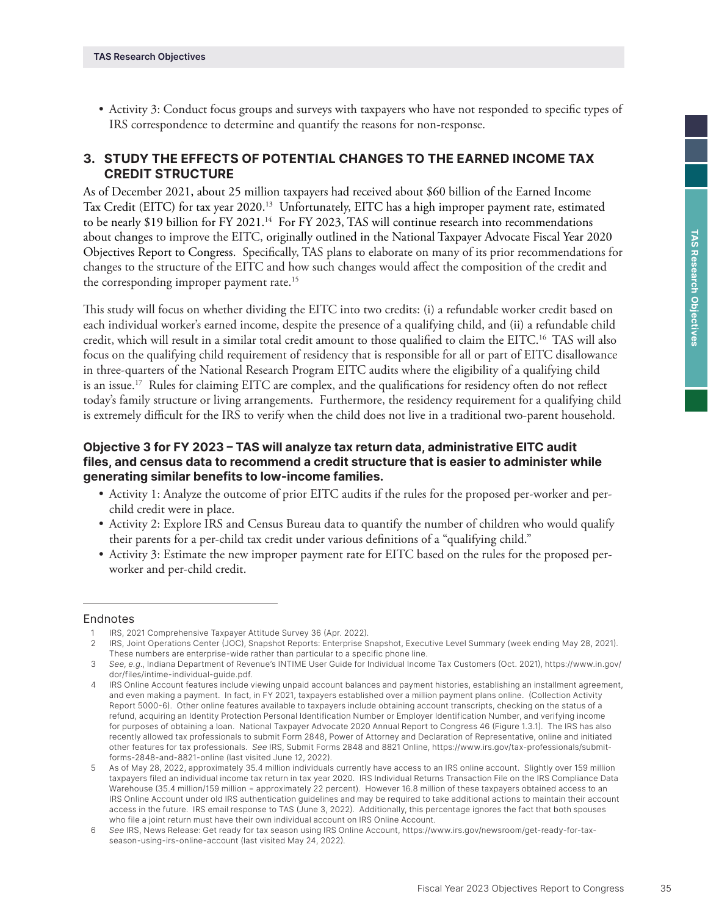- Activity 3: Conduct focus groups and surveys with taxpayers who have not responded to specific types of IRS correspondence to determine and quantify the reasons for non-response.

## 3. STUDY THE EFFECTS OF POTENTIAL CHANGES TO THE EARNED INCOME TAX CREDIT STRUCTURE

As of December 2021, about 25 million taxpayers had received about $60 billion of the Earned Income Tax Credit (EITC) for tax year 2020.[13] Unfortunately, EITC has a high improper payment rate, estimated to be nearly $19 billion for FY 2021.[14] For FY 2023, TAS will continue research into recommendations about changes to improve the EITC, originally outlined in the National Taxpayer Advocate Fiscal Year 2020 Objectives Report to Congress. Specifically, TAS plans to elaborate on many of its prior recommendations for changes to the structure of the EITC and how such changes would affect the composition of the credit and the corresponding improper payment rate.[15]

This study will focus on whether dividing the EITC into two credits: (i) a refundable worker credit based on each individual worker's earned income, despite the presence of a qualifying child, and (ii) a refundable child credit, which will result in a similar total credit amount to those qualified to claim the EITC.[16] TAS will also focus on the qualifying child requirement of residency that is responsible for all or part of EITC disallowance in three-quarters of the National Research Program EITC audits where the eligibility of a qualifying child is an issue.[17] Rules for claiming EITC are complex, and the qualifications for residency often do not reflect today's family structure or living arrangements. Furthermore, the residency requirement for a qualifying child is extremely difficult for the IRS to verify when the child does not live in a traditional two-parent household.

### Objective 3 for FY 2023 – TAS will analyze tax return data, administrative EITC audit files, and census data to recommend a credit structure that is easier to administer while generating similar benefits to low-income families.

- Activity 1: Analyze the outcome of prior EITC audits if the rules for the proposed per-worker and per-child credit were in place.
- Activity 2: Explore IRS and Census Bureau data to quantify the number of children who would qualify their parents for a per-child tax credit under various definitions of a "qualifying child."
- Activity 3: Estimate the new improper payment rate for EITC based on the rules for the proposed per-worker and per-child credit.

---

Endnotes

1. IRS, 2021 Comprehensive Taxpayer Attitude Survey 36 (Apr. 2022).
2. IRS, Joint Operations Center (JOC), Snapshot Reports: Enterprise Snapshot, Executive Level Summary (week ending May 28, 2021). These numbers are enterprise-wide rather than particular to a specific phone line.
3. *See*, *e.g.*, Indiana Department of Revenue's INTIME User Guide for Individual Income Tax Customers (Oct. 2021), https://www.in.gov/dor/files/intime-individual-guide.pdf.
4. IRS Online Account features include viewing unpaid account balances and payment histories, establishing an installment agreement, and even making a payment. In fact, in FY 2021, taxpayers established over a million payment plans online. (Collection Activity Report 5000-6). Other online features available to taxpayers include obtaining account transcripts, checking on the status of a refund, acquiring an Identity Protection Personal Identification Number or Employer Identification Number, and verifying income for purposes of obtaining a loan. National Taxpayer Advocate 2020 Annual Report to Congress 46 (Figure 1.3.1). The IRS has also recently allowed tax professionals to submit Form 2848, Power of Attorney and Declaration of Representative, online and initiated other features for tax professionals. *See* IRS, Submit Forms 2848 and 8821 Online, https://www.irs.gov/tax-professionals/submit-forms-2848-and-8821-online (last visited June 12, 2022).
5. As of May 28, 2022, approximately 35.4 million individuals currently have access to an IRS online account. Slightly over 159 million taxpayers filed an individual income tax return in tax year 2020. IRS Individual Returns Transaction File on the IRS Compliance Data Warehouse (35.4 million/159 million = approximately 22 percent). However 16.8 million of these taxpayers obtained access to an IRS Online Account under old IRS authentication guidelines and may be required to take additional actions to maintain their account access in the future. IRS email response to TAS (June 3, 2022). Additionally, this percentage ignores the fact that both spouses who file a joint return must have their own individual account on IRS Online Account.
6. *See* IRS, News Release: Get ready for tax season using IRS Online Account, https://www.irs.gov/newsroom/get-ready-for-tax-season-using-irs-online-account (last visited May 24, 2022).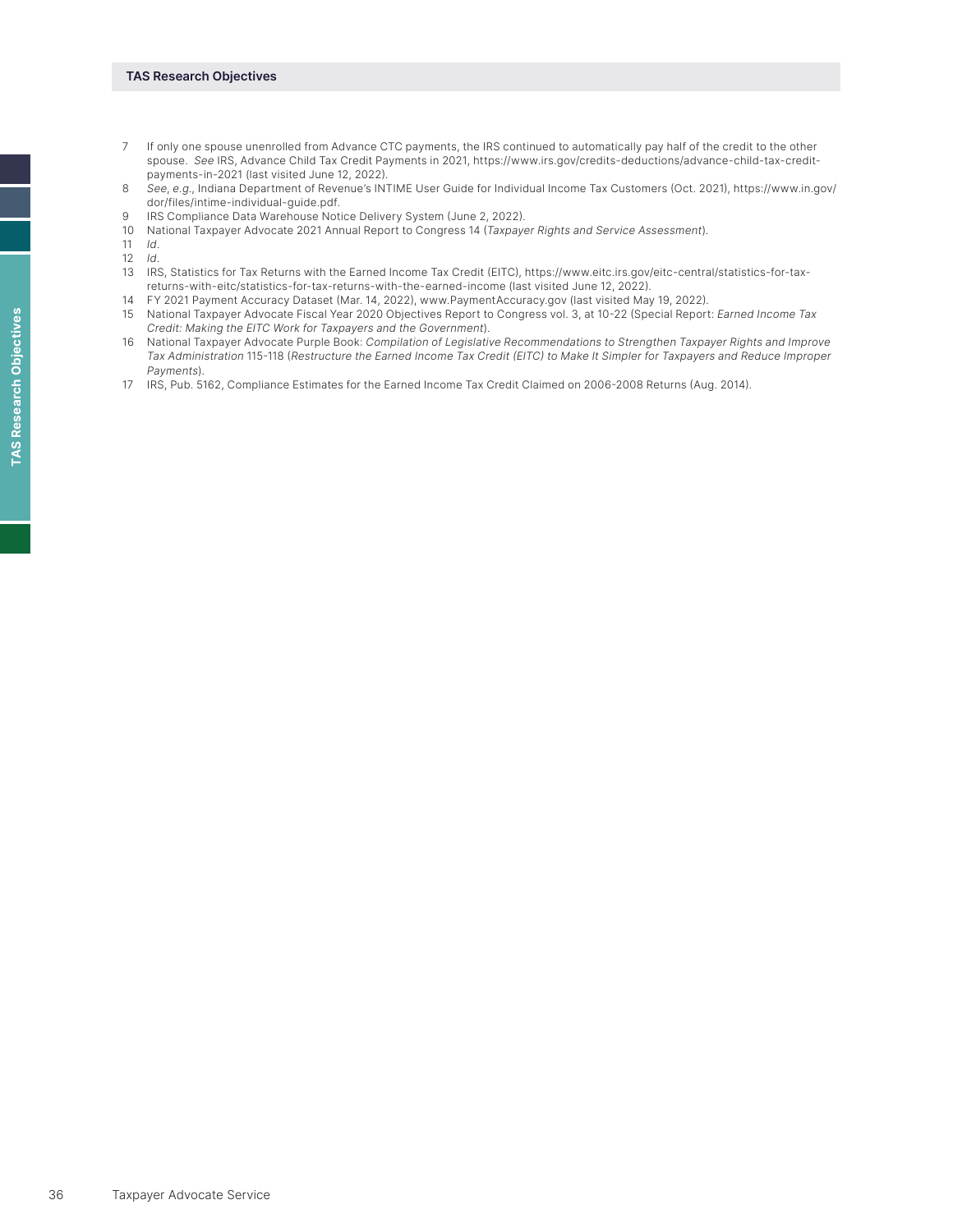7 If only one spouse unenrolled from Advance CTC payments, the IRS continued to automatically pay half of the credit to the other spouse. *See* IRS, Advance Child Tax Credit Payments in 2021, https://www.irs.gov/credits-deductions/advance-child-tax-credit-payments-in-2021 (last visited June 12, 2022).

8 *See, e.g.*, Indiana Department of Revenue's INTIME User Guide for Individual Income Tax Customers (Oct. 2021), https://www.in.gov/dor/files/intime-individual-guide.pdf.

9 IRS Compliance Data Warehouse Notice Delivery System (June 2, 2022).

10 National Taxpayer Advocate 2021 Annual Report to Congress 14 (*Taxpayer Rights and Service Assessment*).

11 *Id*.

12 *Id*.

13 IRS, Statistics for Tax Returns with the Earned Income Tax Credit (EITC), https://www.eitc.irs.gov/eitc-central/statistics-for-tax-returns-with-eitc/statistics-for-tax-returns-with-the-earned-income (last visited June 12, 2022).

14 FY 2021 Payment Accuracy Dataset (Mar. 14, 2022), www.PaymentAccuracy.gov (last visited May 19, 2022).

15 National Taxpayer Advocate Fiscal Year 2020 Objectives Report to Congress vol. 3, at 10-22 (Special Report: *Earned Income Tax Credit: Making the EITC Work for Taxpayers and the Government*).

16 National Taxpayer Advocate Purple Book: *Compilation of Legislative Recommendations to Strengthen Taxpayer Rights and Improve Tax Administration* 115-118 (*Restructure the Earned Income Tax Credit (EITC) to Make It Simpler for Taxpayers and Reduce Improper Payments*).

17 IRS, Pub. 5162, Compliance Estimates for the Earned Income Tax Credit Claimed on 2006-2008 Returns (Aug. 2014).